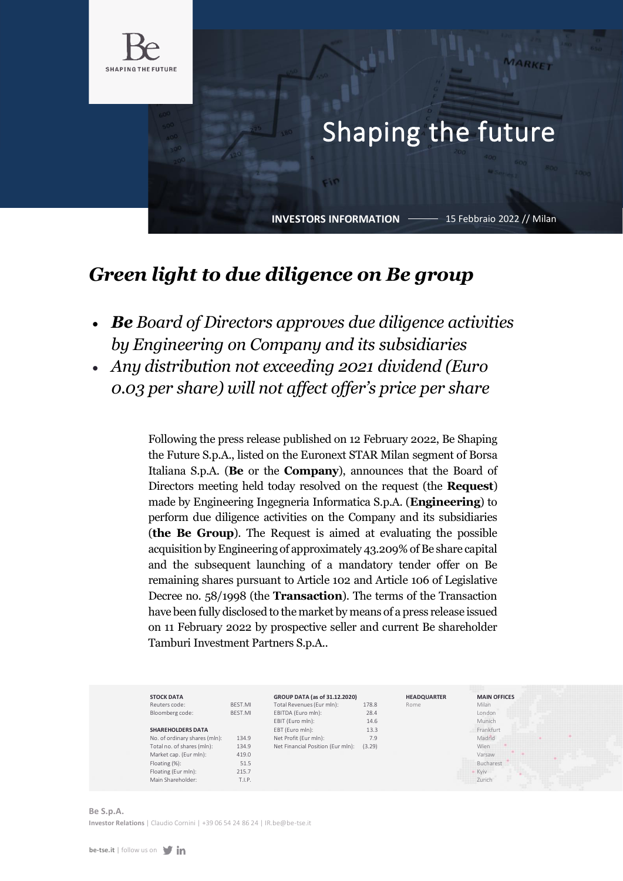Be

SHAPING THE FUTURE

# Shaping the future

**INVESTORS INFORMATION** —— 15 Febbraio 2022 // Milan

## *Green light to due diligence on Be group*

- ***Be** Board of Directors approves due diligence activities by Engineering on Company and its subsidiaries*
- *Any distribution not exceeding 2021 dividend (Euro 0.03 per share) will not affect offer's price per share*

Following the press release published on 12 February 2022, Be Shaping the Future S.p.A., listed on the Euronext STAR Milan segment of Borsa Italiana S.p.A. (**Be** or the **Company**), announces that the Board of Directors meeting held today resolved on the request (the **Request**) made by Engineering Ingegneria Informatica S.p.A. (**Engineering**) to perform due diligence activities on the Company and its subsidiaries (**the Be Group**). The Request is aimed at evaluating the possible acquisition by Engineering of approximately 43.209% of Be share capital and the subsequent launching of a mandatory tender offer on Be remaining shares pursuant to Article 102 and Article 106 of Legislative Decree no. 58/1998 (the **Transaction**). The terms of the Transaction have been fully disclosed to the market by means of a press release issued on 11 February 2022 by prospective seller and current Be shareholder Tamburi Investment Partners S.p.A..

| STOCK DATA | | GROUP DATA (as of 31.12.2020) | | HEADQUARTER | MAIN OFFICES |
|---|---|---|---|---|---|
| Reuters code: | BEST.MI | Total Revenues (Eur mln): | 178.8 | Rome | Milan |
| Bloomberg code: | BEST.MI | EBITDA (Euro mln): | 28.4 | | London |
| | | EBIT (Euro mln): | 14.6 | | Munich |
| **SHAREHOLDERS DATA** | | EBT (Euro mln): | 13.3 | | Frankfurt |
| No. of ordinary shares (mln): | 134.9 | Net Profit (Eur mln): | 7.9 | | Madrid |
| Total no. of shares (mln): | 134.9 | Net Financial Position (Eur mln): | (3.29) | | Wien |
| Market cap. (Eur mln): | 419.0 | | | | Varsaw |
| Floating (%): | 51.5 | | | | Bucharest |
| Floating (Eur mln): | 215.7 | | | | Kyiv |
| Main Shareholder: | T.I.P. | | | | Zurich |

**Be S.p.A.**

**Investor Relations** | Claudio Cornini | +39 06 54 24 86 24 | IR.be@be-tse.it

**be-tse.it** | follow us on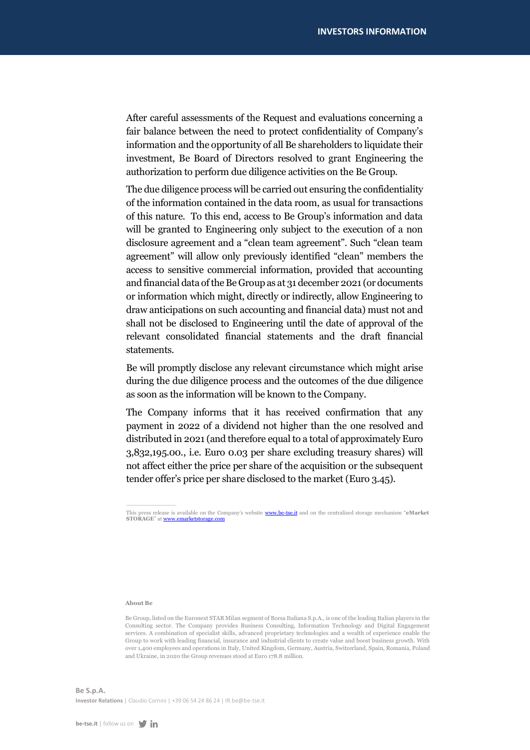After careful assessments of the Request and evaluations concerning a fair balance between the need to protect confidentiality of Company's information and the opportunity of all Be shareholders to liquidate their investment, Be Board of Directors resolved to grant Engineering the authorization to perform due diligence activities on the Be Group.

The due diligence process will be carried out ensuring the confidentiality of the information contained in the data room, as usual for transactions of this nature. To this end, access to Be Group's information and data will be granted to Engineering only subject to the execution of a non disclosure agreement and a "clean team agreement". Such "clean team agreement" will allow only previously identified "clean" members the access to sensitive commercial information, provided that accounting and financial data of the Be Group as at 31 december 2021 (or documents or information which might, directly or indirectly, allow Engineering to draw anticipations on such accounting and financial data) must not and shall not be disclosed to Engineering until the date of approval of the relevant consolidated financial statements and the draft financial statements.

Be will promptly disclose any relevant circumstance which might arise during the due diligence process and the outcomes of the due diligence as soon as the information will be known to the Company.

The Company informs that it has received confirmation that any payment in 2022 of a dividend not higher than the one resolved and distributed in 2021 (and therefore equal to a total of approximately Euro 3,832,195.00., i.e. Euro 0.03 per share excluding treasury shares) will not affect either the price per share of the acquisition or the subsequent tender offer's price per share disclosed to the market (Euro 3.45).

---

This press release is available on the Company's website www.be-tse.it and on the centralized storage mechanism "**eMarket STORAGE**" at www.emarketstorage.com

**About Be**

Be Group, listed on the Euronext STAR Milan segment of Borsa Italiana S.p.A., is one of the leading Italian players in the Consulting sector. The Company provides Business Consulting, Information Technology and Digital Engagement services. A combination of specialist skills, advanced proprietary technologies and a wealth of experience enable the Group to work with leading financial, insurance and industrial clients to create value and boost business growth. With over 1,400 employees and operations in Italy, United Kingdom, Germany, Austria, Switzerland, Spain, Romania, Poland and Ukraine, in 2020 the Group revenues stood at Euro 178.8 million.

**Be S.p.A.**
**Investor Relations** | Claudio Cornini | +39 06 54 24 86 24 | IR.be@be-tse.it

**be-tse.it** | follow us on